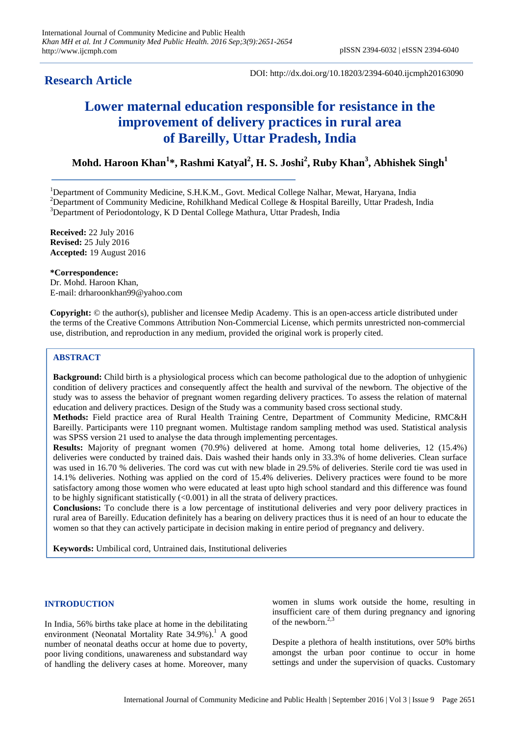**Research Article**

DOI: http://dx.doi.org/10.18203/2394-6040.ijcmph20163090

# Lower maternal education responsible for resistance in the improvement of delivery practices in rural area of Bareilly, Uttar Pradesh, India

**Mohd. Haroon Khan[1]*, Rashmi Katyal[2], H. S. Joshi[2], Ruby Khan[3], Abhishek Singh[1]**

[1]Department of Community Medicine, S.H.K.M., Govt. Medical College Nalhar, Mewat, Haryana, India
[2]Department of Community Medicine, Rohilkhand Medical College & Hospital Bareilly, Uttar Pradesh, India
[3]Department of Periodontology, K D Dental College Mathura, Uttar Pradesh, India

**Received:** 22 July 2016
**Revised:** 25 July 2016
**Accepted:** 19 August 2016

**\*Correspondence:**
Dr. Mohd. Haroon Khan,
E-mail: drharoonkhan99@yahoo.com

**Copyright:** © the author(s), publisher and licensee Medip Academy. This is an open-access article distributed under the terms of the Creative Commons Attribution Non-Commercial License, which permits unrestricted non-commercial use, distribution, and reproduction in any medium, provided the original work is properly cited.

## ABSTRACT

**Background:** Child birth is a physiological process which can become pathological due to the adoption of unhygienic condition of delivery practices and consequently affect the health and survival of the newborn. The objective of the study was to assess the behavior of pregnant women regarding delivery practices. To assess the relation of maternal education and delivery practices. Design of the Study was a community based cross sectional study.

**Methods:** Field practice area of Rural Health Training Centre, Department of Community Medicine, RMC&H Bareilly. Participants were 110 pregnant women. Multistage random sampling method was used. Statistical analysis was SPSS version 21 used to analyse the data through implementing percentages.

**Results:** Majority of pregnant women (70.9%) delivered at home. Among total home deliveries, 12 (15.4%) deliveries were conducted by trained dais. Dais washed their hands only in 33.3% of home deliveries. Clean surface was used in 16.70 % deliveries. The cord was cut with new blade in 29.5% of deliveries. Sterile cord tie was used in 14.1% deliveries. Nothing was applied on the cord of 15.4% deliveries. Delivery practices were found to be more satisfactory among those women who were educated at least upto high school standard and this difference was found to be highly significant statistically (<0.001) in all the strata of delivery practices.

**Conclusions:** To conclude there is a low percentage of institutional deliveries and very poor delivery practices in rural area of Bareilly. Education definitely has a bearing on delivery practices thus it is need of an hour to educate the women so that they can actively participate in decision making in entire period of pregnancy and delivery.

**Keywords:** Umbilical cord, Untrained dais, Institutional deliveries

## INTRODUCTION

In India, 56% births take place at home in the debilitating environment (Neonatal Mortality Rate 34.9%).[1] A good number of neonatal deaths occur at home due to poverty, poor living conditions, unawareness and substandard way of handling the delivery cases at home. Moreover, many women in slums work outside the home, resulting in insufficient care of them during pregnancy and ignoring of the newborn.[2,3]

Despite a plethora of health institutions, over 50% births amongst the urban poor continue to occur in home settings and under the supervision of quacks. Customary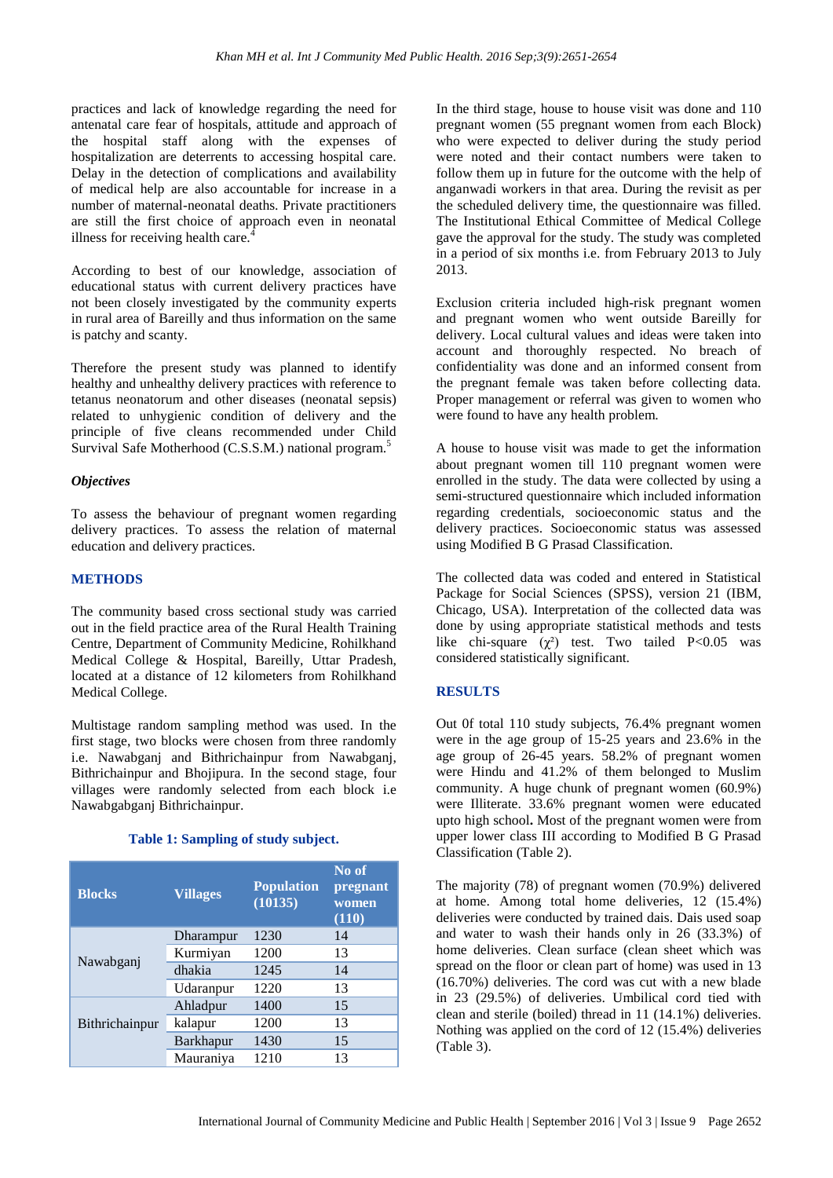practices and lack of knowledge regarding the need for antenatal care fear of hospitals, attitude and approach of the hospital staff along with the expenses of hospitalization are deterrents to accessing hospital care. Delay in the detection of complications and availability of medical help are also accountable for increase in a number of maternal-neonatal deaths. Private practitioners are still the first choice of approach even in neonatal illness for receiving health care.[4]

According to best of our knowledge, association of educational status with current delivery practices have not been closely investigated by the community experts in rural area of Bareilly and thus information on the same is patchy and scanty.

Therefore the present study was planned to identify healthy and unhealthy delivery practices with reference to tetanus neonatorum and other diseases (neonatal sepsis) related to unhygienic condition of delivery and the principle of five cleans recommended under Child Survival Safe Motherhood (C.S.S.M.) national program.[5]

### *Objectives*

To assess the behaviour of pregnant women regarding delivery practices. To assess the relation of maternal education and delivery practices.

## METHODS

The community based cross sectional study was carried out in the field practice area of the Rural Health Training Centre, Department of Community Medicine, Rohilkhand Medical College & Hospital, Bareilly, Uttar Pradesh, located at a distance of 12 kilometers from Rohilkhand Medical College.

Multistage random sampling method was used. In the first stage, two blocks were chosen from three randomly i.e. Nawabganj and Bithrichainpur from Nawabganj, Bithrichainpur and Bhojipura. In the second stage, four villages were randomly selected from each block i.e Nawabgabganj Bithrichainpur.

**Table 1: Sampling of study subject.**

| Blocks | Villages | Population (10135) | No of pregnant women (110) |
|---|---|---|---|
| Nawabganj | Dharampur | 1230 | 14 |
| | Kurmiyan | 1200 | 13 |
| | dhakia | 1245 | 14 |
| | Udaranpur | 1220 | 13 |
| Bithrichainpur | Ahladpur | 1400 | 15 |
| | kalapur | 1200 | 13 |
| | Barkhapur | 1430 | 15 |
| | Mauraniya | 1210 | 13 |

In the third stage, house to house visit was done and 110 pregnant women (55 pregnant women from each Block) who were expected to deliver during the study period were noted and their contact numbers were taken to follow them up in future for the outcome with the help of anganwadi workers in that area. During the revisit as per the scheduled delivery time, the questionnaire was filled. The Institutional Ethical Committee of Medical College gave the approval for the study. The study was completed in a period of six months i.e. from February 2013 to July 2013.

Exclusion criteria included high-risk pregnant women and pregnant women who went outside Bareilly for delivery. Local cultural values and ideas were taken into account and thoroughly respected. No breach of confidentiality was done and an informed consent from the pregnant female was taken before collecting data. Proper management or referral was given to women who were found to have any health problem.

A house to house visit was made to get the information about pregnant women till 110 pregnant women were enrolled in the study. The data were collected by using a semi-structured questionnaire which included information regarding credentials, socioeconomic status and the delivery practices. Socioeconomic status was assessed using Modified B G Prasad Classification.

The collected data was coded and entered in Statistical Package for Social Sciences (SPSS), version 21 (IBM, Chicago, USA). Interpretation of the collected data was done by using appropriate statistical methods and tests like chi-square ($\chi^2$) test. Two tailed $P<0.05$ was considered statistically significant.

## RESULTS

Out 0f total 110 study subjects, 76.4% pregnant women were in the age group of 15-25 years and 23.6% in the age group of 26-45 years. 58.2% of pregnant women were Hindu and 41.2% of them belonged to Muslim community. A huge chunk of pregnant women (60.9%) were Illiterate. 33.6% pregnant women were educated upto high school**.** Most of the pregnant women were from upper lower class III according to Modified B G Prasad Classification (Table 2).

The majority (78) of pregnant women (70.9%) delivered at home. Among total home deliveries, 12 (15.4%) deliveries were conducted by trained dais. Dais used soap and water to wash their hands only in 26 (33.3%) of home deliveries. Clean surface (clean sheet which was spread on the floor or clean part of home) was used in 13 (16.70%) deliveries. The cord was cut with a new blade in 23 (29.5%) of deliveries. Umbilical cord tied with clean and sterile (boiled) thread in 11 (14.1%) deliveries. Nothing was applied on the cord of 12 (15.4%) deliveries (Table 3).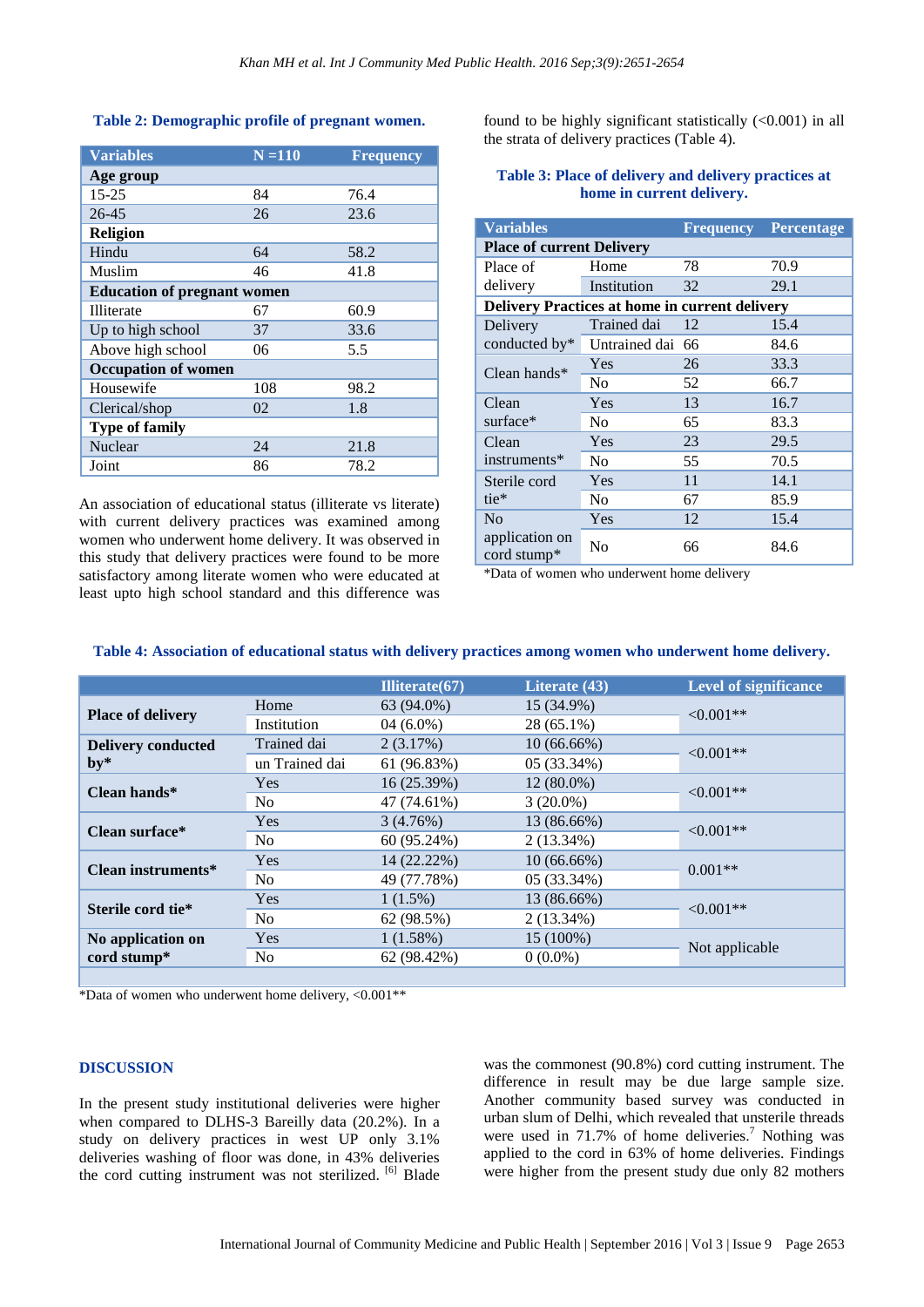**Table 2: Demographic profile of pregnant women.**

| Variables | N =110 | Frequency |
|---|---|---|
| **Age group** | | |
| 15-25 | 84 | 76.4 |
| 26-45 | 26 | 23.6 |
| **Religion** | | |
| Hindu | 64 | 58.2 |
| Muslim | 46 | 41.8 |
| **Education of pregnant women** | | |
| Illiterate | 67 | 60.9 |
| Up to high school | 37 | 33.6 |
| Above high school | 06 | 5.5 |
| **Occupation of women** | | |
| Housewife | 108 | 98.2 |
| Clerical/shop | 02 | 1.8 |
| **Type of family** | | |
| Nuclear | 24 | 21.8 |
| Joint | 86 | 78.2 |

An association of educational status (illiterate vs literate) with current delivery practices was examined among women who underwent home delivery. It was observed in this study that delivery practices were found to be more satisfactory among literate women who were educated at least upto high school standard and this difference was found to be highly significant statistically (<0.001) in all the strata of delivery practices (Table 4).

**Table 3: Place of delivery and delivery practices at home in current delivery.**

| Variables | | Frequency | Percentage |
|---|---|---|---|
| **Place of current Delivery** | | | |
| Place of delivery | Home | 78 | 70.9 |
| | Institution | 32 | 29.1 |
| **Delivery Practices at home in current delivery** | | | |
| Delivery conducted by* | Trained dai | 12 | 15.4 |
| | Untrained dai | 66 | 84.6 |
| Clean hands* | Yes | 26 | 33.3 |
| | No | 52 | 66.7 |
| Clean surface* | Yes | 13 | 16.7 |
| | No | 65 | 83.3 |
| Clean instruments* | Yes | 23 | 29.5 |
| | No | 55 | 70.5 |
| Sterile cord tie* | Yes | 11 | 14.1 |
| | No | 67 | 85.9 |
| No application on cord stump* | Yes | 12 | 15.4 |
| | No | 66 | 84.6 |

*Data of women who underwent home delivery

**Table 4: Association of educational status with delivery practices among women who underwent home delivery.**

| | | Illiterate(67) | Literate (43) | Level of significance |
|---|---|---|---|---|
| **Place of delivery** | Home | 63 (94.0%) | 15 (34.9%) | <0.001** |
| | Institution | 04 (6.0%) | 28 (65.1%) | |
| **Delivery conducted by*** | Trained dai | 2 (3.17%) | 10 (66.66%) | <0.001** |
| | un Trained dai | 61 (96.83%) | 05 (33.34%) | |
| **Clean hands*** | Yes | 16 (25.39%) | 12 (80.0%) | <0.001** |
| | No | 47 (74.61%) | 3 (20.0%) | |
| **Clean surface*** | Yes | 3 (4.76%) | 13 (86.66%) | <0.001** |
| | No | 60 (95.24%) | 2 (13.34%) | |
| **Clean instruments*** | Yes | 14 (22.22%) | 10 (66.66%) | 0.001** |
| | No | 49 (77.78%) | 05 (33.34%) | |
| **Sterile cord tie*** | Yes | 1 (1.5%) | 13 (86.66%) | <0.001** |
| | No | 62 (98.5%) | 2 (13.34%) | |
| **No application on cord stump*** | Yes | 1 (1.58%) | 15 (100%) | Not applicable |
| | No | 62 (98.42%) | 0 (0.0%) | |

*Data of women who underwent home delivery, <0.001**

## DISCUSSION

In the present study institutional deliveries were higher when compared to DLHS-3 Bareilly data (20.2%). In a study on delivery practices in west UP only 3.1% deliveries washing of floor was done, in 43% deliveries the cord cutting instrument was not sterilized.[6] Blade was the commonest (90.8%) cord cutting instrument. The difference in result may be due large sample size. Another community based survey was conducted in urban slum of Delhi, which revealed that unsterile threads were used in 71.7% of home deliveries.[7] Nothing was applied to the cord in 63% of home deliveries. Findings were higher from the present study due only 82 mothers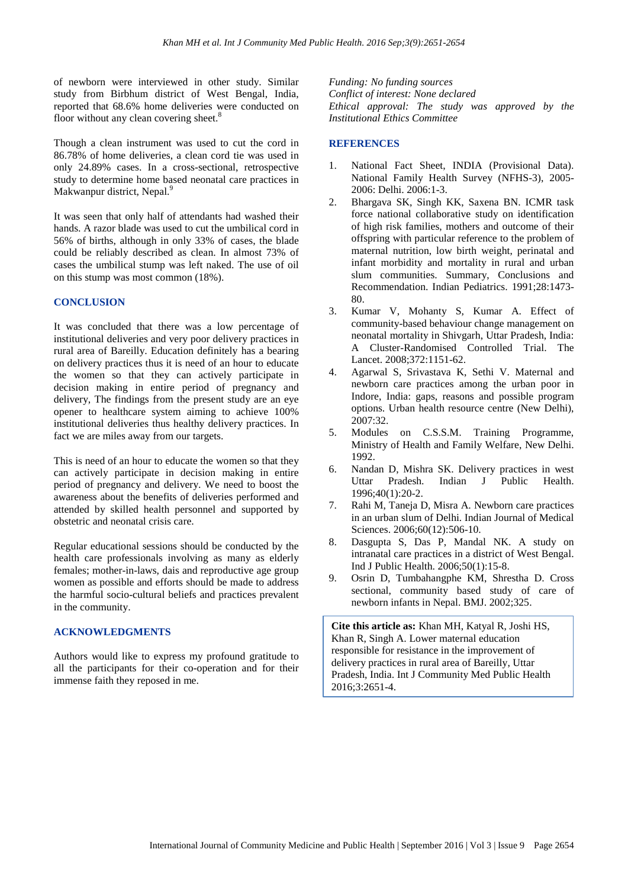of newborn were interviewed in other study. Similar study from Birbhum district of West Bengal, India, reported that 68.6% home deliveries were conducted on floor without any clean covering sheet.[8]

Though a clean instrument was used to cut the cord in 86.78% of home deliveries, a clean cord tie was used in only 24.89% cases. In a cross-sectional, retrospective study to determine home based neonatal care practices in Makwanpur district, Nepal.[9]

It was seen that only half of attendants had washed their hands. A razor blade was used to cut the umbilical cord in 56% of births, although in only 33% of cases, the blade could be reliably described as clean. In almost 73% of cases the umbilical stump was left naked. The use of oil on this stump was most common (18%).

## CONCLUSION

It was concluded that there was a low percentage of institutional deliveries and very poor delivery practices in rural area of Bareilly. Education definitely has a bearing on delivery practices thus it is need of an hour to educate the women so that they can actively participate in decision making in entire period of pregnancy and delivery, The findings from the present study are an eye opener to healthcare system aiming to achieve 100% institutional deliveries thus healthy delivery practices. In fact we are miles away from our targets.

This is need of an hour to educate the women so that they can actively participate in decision making in entire period of pregnancy and delivery. We need to boost the awareness about the benefits of deliveries performed and attended by skilled health personnel and supported by obstetric and neonatal crisis care.

Regular educational sessions should be conducted by the health care professionals involving as many as elderly females; mother-in-laws, dais and reproductive age group women as possible and efforts should be made to address the harmful socio-cultural beliefs and practices prevalent in the community.

## ACKNOWLEDGMENTS

Authors would like to express my profound gratitude to all the participants for their co-operation and for their immense faith they reposed in me.

*Funding: No funding sources*
*Conflict of interest: None declared*
*Ethical approval: The study was approved by the Institutional Ethics Committee*

## REFERENCES

1. National Fact Sheet, INDIA (Provisional Data). National Family Health Survey (NFHS-3), 2005-2006: Delhi. 2006:1-3.
2. Bhargava SK, Singh KK, Saxena BN. ICMR task force national collaborative study on identification of high risk families, mothers and outcome of their offspring with particular reference to the problem of maternal nutrition, low birth weight, perinatal and infant morbidity and mortality in rural and urban slum communities. Summary, Conclusions and Recommendation. Indian Pediatrics. 1991;28:1473-80.
3. Kumar V, Mohanty S, Kumar A. Effect of community-based behaviour change management on neonatal mortality in Shivgarh, Uttar Pradesh, India: A Cluster-Randomised Controlled Trial. The Lancet. 2008;372:1151-62.
4. Agarwal S, Srivastava K, Sethi V. Maternal and newborn care practices among the urban poor in Indore, India: gaps, reasons and possible program options. Urban health resource centre (New Delhi), 2007:32.
5. Modules on C.S.S.M. Training Programme, Ministry of Health and Family Welfare, New Delhi. 1992.
6. Nandan D, Mishra SK. Delivery practices in west Uttar Pradesh. Indian J Public Health. 1996;40(1):20-2.
7. Rahi M, Taneja D, Misra A. Newborn care practices in an urban slum of Delhi. Indian Journal of Medical Sciences. 2006;60(12):506-10.
8. Dasgupta S, Das P, Mandal NK. A study on intranatal care practices in a district of West Bengal. Ind J Public Health. 2006;50(1):15-8.
9. Osrin D, Tumbahangphe KM, Shrestha D. Cross sectional, community based study of care of newborn infants in Nepal. BMJ. 2002;325.

**Cite this article as:** Khan MH, Katyal R, Joshi HS, Khan R, Singh A. Lower maternal education responsible for resistance in the improvement of delivery practices in rural area of Bareilly, Uttar Pradesh, India. Int J Community Med Public Health 2016;3:2651-4.